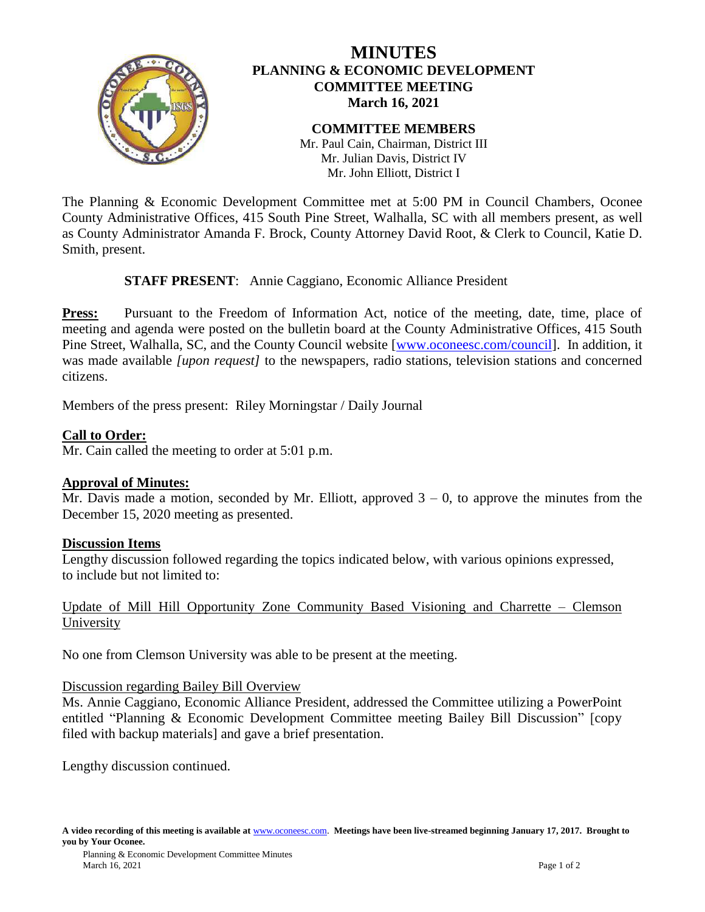# MINUTES

## PLANNING & ECONOMIC DEVELOPMENT COMMITTEE MEETING

**March 16, 2021**

**COMMITTEE MEMBERS**

Mr. Paul Cain, Chairman, District III
Mr. Julian Davis, District IV
Mr. John Elliott, District I

The Planning & Economic Development Committee met at 5:00 PM in Council Chambers, Oconee County Administrative Offices, 415 South Pine Street, Walhalla, SC with all members present, as well as County Administrator Amanda F. Brock, County Attorney David Root, & Clerk to Council, Katie D. Smith, present.

**STAFF PRESENT**: Annie Caggiano, Economic Alliance President

**Press:** Pursuant to the Freedom of Information Act, notice of the meeting, date, time, place of meeting and agenda were posted on the bulletin board at the County Administrative Offices, 415 South Pine Street, Walhalla, SC, and the County Council website [www.oconeesc.com/council]. In addition, it was made available *[upon request]* to the newspapers, radio stations, television stations and concerned citizens.

Members of the press present: Riley Morningstar / Daily Journal

**Call to Order:**

Mr. Cain called the meeting to order at 5:01 p.m.

**Approval of Minutes:**

Mr. Davis made a motion, seconded by Mr. Elliott, approved 3 – 0, to approve the minutes from the December 15, 2020 meeting as presented.

**Discussion Items**

Lengthy discussion followed regarding the topics indicated below, with various opinions expressed, to include but not limited to:

Update of Mill Hill Opportunity Zone Community Based Visioning and Charrette – Clemson University

No one from Clemson University was able to be present at the meeting.

Discussion regarding Bailey Bill Overview

Ms. Annie Caggiano, Economic Alliance President, addressed the Committee utilizing a PowerPoint entitled "Planning & Economic Development Committee meeting Bailey Bill Discussion" [copy filed with backup materials] and gave a brief presentation.

Lengthy discussion continued.

**A video recording of this meeting is available at** www.oconeesc.com. **Meetings have been live-streamed beginning January 17, 2017. Brought to you by Your Oconee.**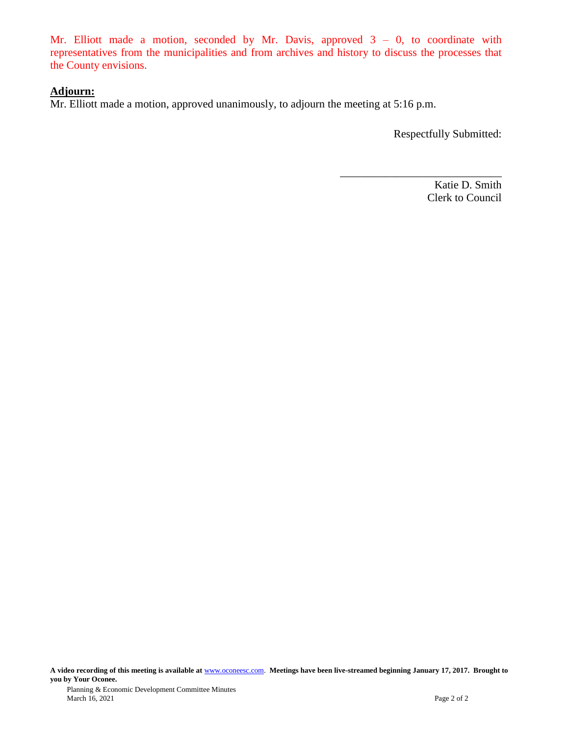Mr. Elliott made a motion, seconded by Mr. Davis, approved 3 – 0, to coordinate with representatives from the municipalities and from archives and history to discuss the processes that the County envisions.

**Adjourn:**

Mr. Elliott made a motion, approved unanimously, to adjourn the meeting at 5:16 p.m.

Respectfully Submitted:

\_\_\_\_\_\_\_\_\_\_\_\_\_\_\_\_\_\_\_\_\_\_\_\_\_\_\_\_\_\_

Katie D. Smith
Clerk to Council

**A video recording of this meeting is available at www.oconeesc.com. Meetings have been live-streamed beginning January 17, 2017. Brought to you by Your Oconee.**